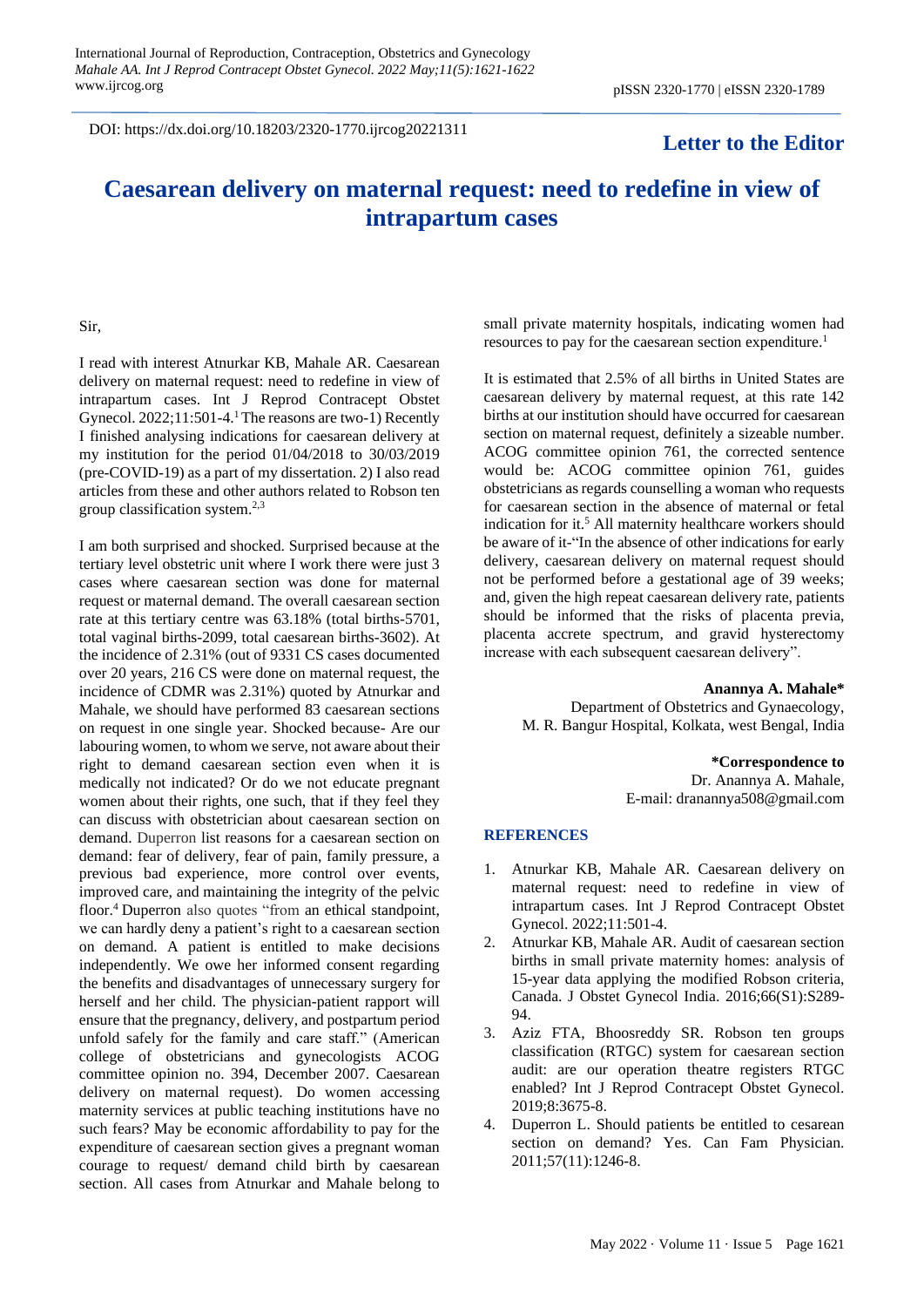DOI: https://dx.doi.org/10.18203/2320-1770.ijrcog20221311

**Letter to the Editor**

# Caesarean delivery on maternal request: need to redefine in view of intrapartum cases

Sir,

I read with interest Atnurkar KB, Mahale AR. Caesarean delivery on maternal request: need to redefine in view of intrapartum cases. Int J Reprod Contracept Obstet Gynecol. 2022;11:501-4.[1] The reasons are two-1) Recently I finished analysing indications for caesarean delivery at my institution for the period 01/04/2018 to 30/03/2019 (pre-COVID-19) as a part of my dissertation. 2) I also read articles from these and other authors related to Robson ten group classification system.[2,3]

I am both surprised and shocked. Surprised because at the tertiary level obstetric unit where I work there were just 3 cases where caesarean section was done for maternal request or maternal demand. The overall caesarean section rate at this tertiary centre was 63.18% (total births-5701, total vaginal births-2099, total caesarean births-3602). At the incidence of 2.31% (out of 9331 CS cases documented over 20 years, 216 CS were done on maternal request, the incidence of CDMR was 2.31%) quoted by Atnurkar and Mahale, we should have performed 83 caesarean sections on request in one single year. Shocked because- Are our labouring women, to whom we serve, not aware about their right to demand caesarean section even when it is medically not indicated? Or do we not educate pregnant women about their rights, one such, that if they feel they can discuss with obstetrician about caesarean section on demand. Duperron list reasons for a caesarean section on demand: fear of delivery, fear of pain, family pressure, a previous bad experience, more control over events, improved care, and maintaining the integrity of the pelvic floor.[4] Duperron also quotes "from an ethical standpoint, we can hardly deny a patient's right to a caesarean section on demand. A patient is entitled to make decisions independently. We owe her informed consent regarding the benefits and disadvantages of unnecessary surgery for herself and her child. The physician-patient rapport will ensure that the pregnancy, delivery, and postpartum period unfold safely for the family and care staff." (American college of obstetricians and gynecologists ACOG committee opinion no. 394, December 2007. Caesarean delivery on maternal request). Do women accessing maternity services at public teaching institutions have no such fears? May be economic affordability to pay for the expenditure of caesarean section gives a pregnant woman courage to request/ demand child birth by caesarean section. All cases from Atnurkar and Mahale belong to small private maternity hospitals, indicating women had resources to pay for the caesarean section expenditure.[1]

It is estimated that 2.5% of all births in United States are caesarean delivery by maternal request, at this rate 142 births at our institution should have occurred for caesarean section on maternal request, definitely a sizeable number. ACOG committee opinion 761, the corrected sentence would be: ACOG committee opinion 761, guides obstetricians as regards counselling a woman who requests for caesarean section in the absence of maternal or fetal indication for it.[5] All maternity healthcare workers should be aware of it-"In the absence of other indications for early delivery, caesarean delivery on maternal request should not be performed before a gestational age of 39 weeks; and, given the high repeat caesarean delivery rate, patients should be informed that the risks of placenta previa, placenta accrete spectrum, and gravid hysterectomy increase with each subsequent caesarean delivery".

**Anannya A. Mahale***
Department of Obstetrics and Gynaecology,
M. R. Bangur Hospital, Kolkata, west Bengal, India

***Correspondence to**
Dr. Anannya A. Mahale,
E-mail: dranannya508@gmail.com

## REFERENCES

1. Atnurkar KB, Mahale AR. Caesarean delivery on maternal request: need to redefine in view of intrapartum cases. Int J Reprod Contracept Obstet Gynecol. 2022;11:501-4.
2. Atnurkar KB, Mahale AR. Audit of caesarean section births in small private maternity homes: analysis of 15-year data applying the modified Robson criteria, Canada. J Obstet Gynecol India. 2016;66(S1):S289-94.
3. Aziz FTA, Bhoosreddy SR. Robson ten groups classification (RTGC) system for caesarean section audit: are our operation theatre registers RTGC enabled? Int J Reprod Contracept Obstet Gynecol. 2019;8:3675-8.
4. Duperron L. Should patients be entitled to cesarean section on demand? Yes. Can Fam Physician. 2011;57(11):1246-8.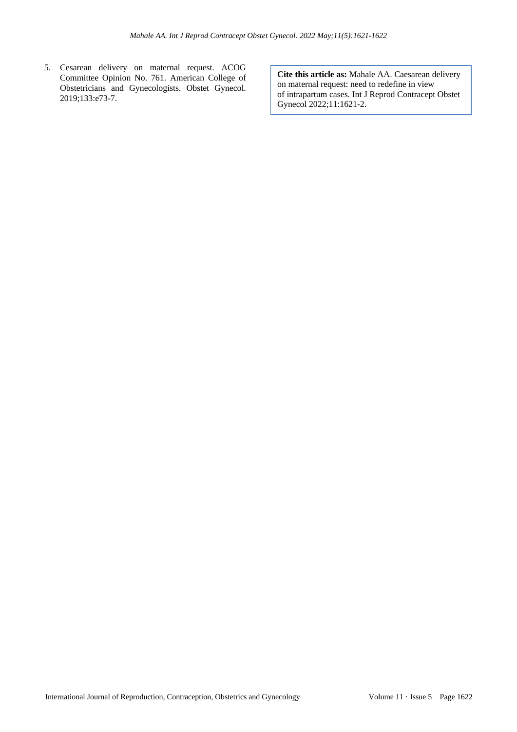5. Cesarean delivery on maternal request. ACOG Committee Opinion No. 761. American College of Obstetricians and Gynecologists. Obstet Gynecol. 2019;133:e73-7.

**Cite this article as:** Mahale AA. Caesarean delivery on maternal request: need to redefine in view of intrapartum cases. Int J Reprod Contracept Obstet Gynecol 2022;11:1621-2.